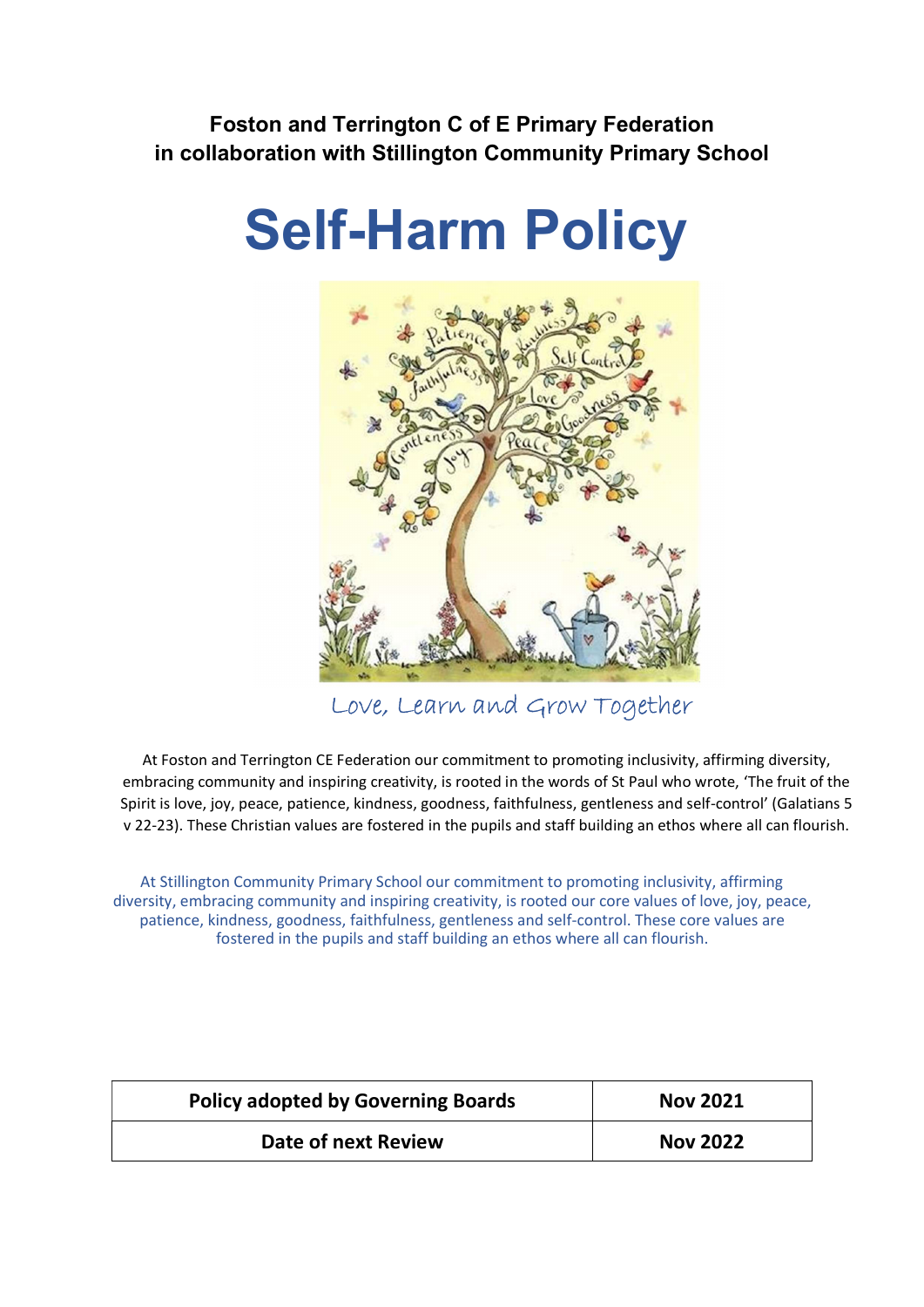**Foston and Terrington C of E Primary Federation**
**in collaboration with Stillington Community Primary School**

# Self-Harm Policy

Love, Learn and Grow Together

At Foston and Terrington CE Federation our commitment to promoting inclusivity, affirming diversity, embracing community and inspiring creativity, is rooted in the words of St Paul who wrote, 'The fruit of the Spirit is love, joy, peace, patience, kindness, goodness, faithfulness, gentleness and self-control' (Galatians 5 v 22-23). These Christian values are fostered in the pupils and staff building an ethos where all can flourish.

At Stillington Community Primary School our commitment to promoting inclusivity, affirming diversity, embracing community and inspiring creativity, is rooted our core values of love, joy, peace, patience, kindness, goodness, faithfulness, gentleness and self-control. These core values are fostered in the pupils and staff building an ethos where all can flourish.

| Policy adopted by Governing Boards | Nov 2021 |
| --- | --- |
| Date of next Review | Nov 2022 |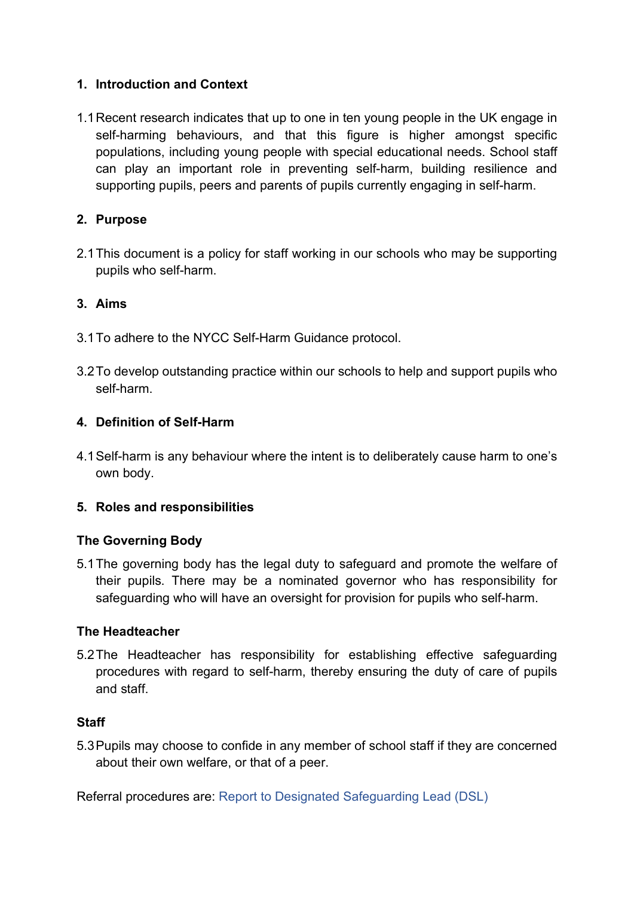## 1. Introduction and Context

1.1 Recent research indicates that up to one in ten young people in the UK engage in self-harming behaviours, and that this figure is higher amongst specific populations, including young people with special educational needs. School staff can play an important role in preventing self-harm, building resilience and supporting pupils, peers and parents of pupils currently engaging in self-harm.

## 2. Purpose

2.1 This document is a policy for staff working in our schools who may be supporting pupils who self-harm.

## 3. Aims

3.1 To adhere to the NYCC Self-Harm Guidance protocol.

3.2 To develop outstanding practice within our schools to help and support pupils who self-harm.

## 4. Definition of Self-Harm

4.1 Self-harm is any behaviour where the intent is to deliberately cause harm to one's own body.

## 5. Roles and responsibilities

### The Governing Body

5.1 The governing body has the legal duty to safeguard and promote the welfare of their pupils. There may be a nominated governor who has responsibility for safeguarding who will have an oversight for provision for pupils who self-harm.

### The Headteacher

5.2 The Headteacher has responsibility for establishing effective safeguarding procedures with regard to self-harm, thereby ensuring the duty of care of pupils and staff.

### Staff

5.3 Pupils may choose to confide in any member of school staff if they are concerned about their own welfare, or that of a peer.

Referral procedures are: Report to Designated Safeguarding Lead (DSL)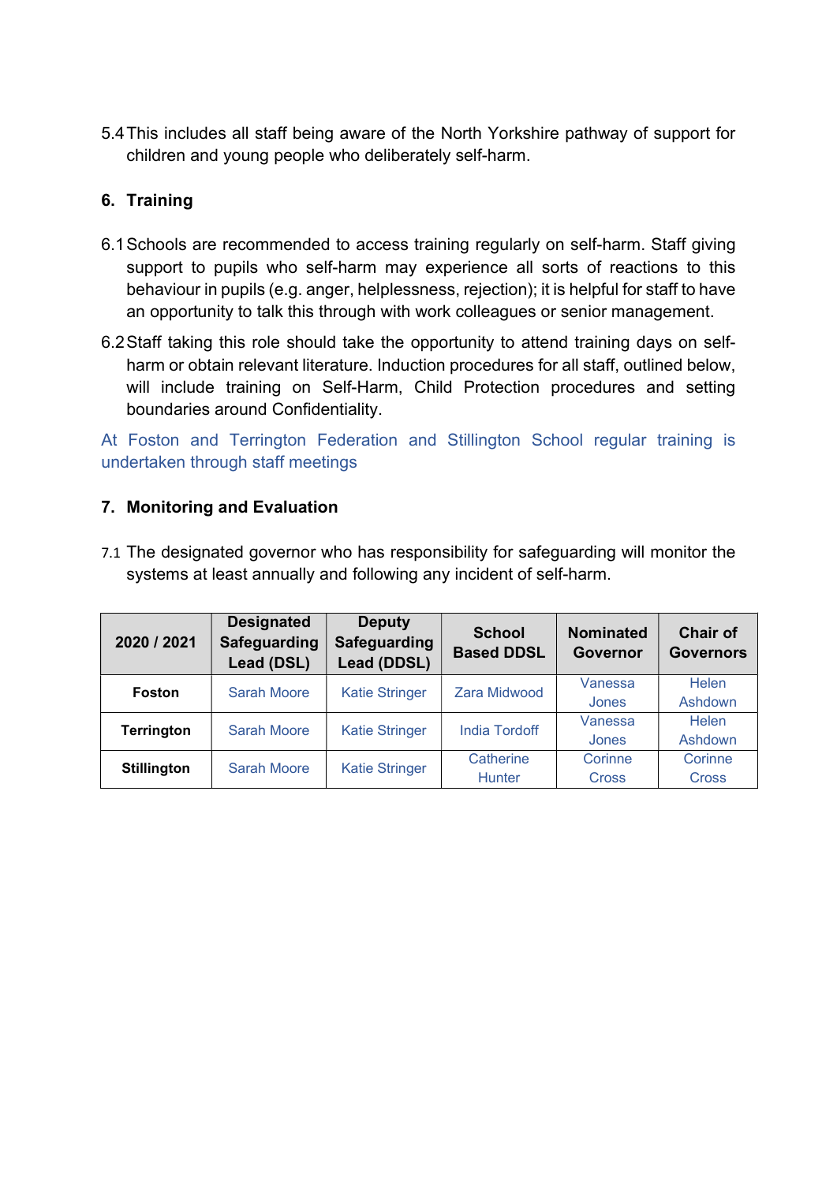5.4 This includes all staff being aware of the North Yorkshire pathway of support for children and young people who deliberately self-harm.

## 6. Training

6.1 Schools are recommended to access training regularly on self-harm. Staff giving support to pupils who self-harm may experience all sorts of reactions to this behaviour in pupils (e.g. anger, helplessness, rejection); it is helpful for staff to have an opportunity to talk this through with work colleagues or senior management.

6.2 Staff taking this role should take the opportunity to attend training days on self-harm or obtain relevant literature. Induction procedures for all staff, outlined below, will include training on Self-Harm, Child Protection procedures and setting boundaries around Confidentiality.

At Foston and Terrington Federation and Stillington School regular training is undertaken through staff meetings

## 7. Monitoring and Evaluation

7.1 The designated governor who has responsibility for safeguarding will monitor the systems at least annually and following any incident of self-harm.

| 2020 / 2021 | Designated Safeguarding Lead (DSL) | Deputy Safeguarding Lead (DDSL) | School Based DDSL | Nominated Governor | Chair of Governors |
|---|---|---|---|---|---|
| **Foston** | Sarah Moore | Katie Stringer | Zara Midwood | Vanessa Jones | Helen Ashdown |
| **Terrington** | Sarah Moore | Katie Stringer | India Tordoff | Vanessa Jones | Helen Ashdown |
| **Stillington** | Sarah Moore | Katie Stringer | Catherine Hunter | Corinne Cross | Corinne Cross |